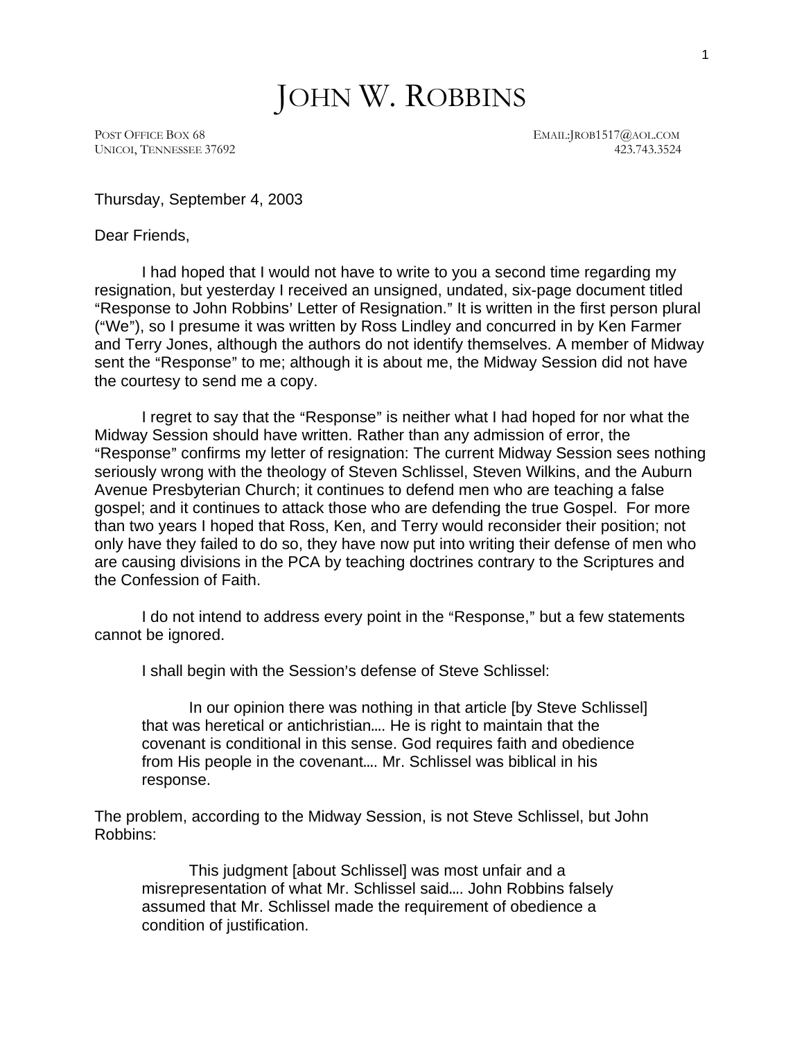# John W. Robbins

Post Office Box 68
Unicoi, Tennessee 37692

Email:Jrob1517@aol.com
423.743.3524

Thursday, September 4, 2003

Dear Friends,

I had hoped that I would not have to write to you a second time regarding my resignation, but yesterday I received an unsigned, undated, six-page document titled "Response to John Robbins' Letter of Resignation." It is written in the first person plural ("We"), so I presume it was written by Ross Lindley and concurred in by Ken Farmer and Terry Jones, although the authors do not identify themselves. A member of Midway sent the "Response" to me; although it is about me, the Midway Session did not have the courtesy to send me a copy.

I regret to say that the "Response" is neither what I had hoped for nor what the Midway Session should have written. Rather than any admission of error, the "Response" confirms my letter of resignation: The current Midway Session sees nothing seriously wrong with the theology of Steven Schlissel, Steven Wilkins, and the Auburn Avenue Presbyterian Church; it continues to defend men who are teaching a false gospel; and it continues to attack those who are defending the true Gospel. For more than two years I hoped that Ross, Ken, and Terry would reconsider their position; not only have they failed to do so, they have now put into writing their defense of men who are causing divisions in the PCA by teaching doctrines contrary to the Scriptures and the Confession of Faith.

I do not intend to address every point in the "Response," but a few statements cannot be ignored.

I shall begin with the Session's defense of Steve Schlissel:

> In our opinion there was nothing in that article [by Steve Schlissel] that was heretical or antichristian.... He is right to maintain that the covenant is conditional in this sense. God requires faith and obedience from His people in the covenant.... Mr. Schlissel was biblical in his response.

The problem, according to the Midway Session, is not Steve Schlissel, but John Robbins:

> This judgment [about Schlissel] was most unfair and a misrepresentation of what Mr. Schlissel said.... John Robbins falsely assumed that Mr. Schlissel made the requirement of obedience a condition of justification.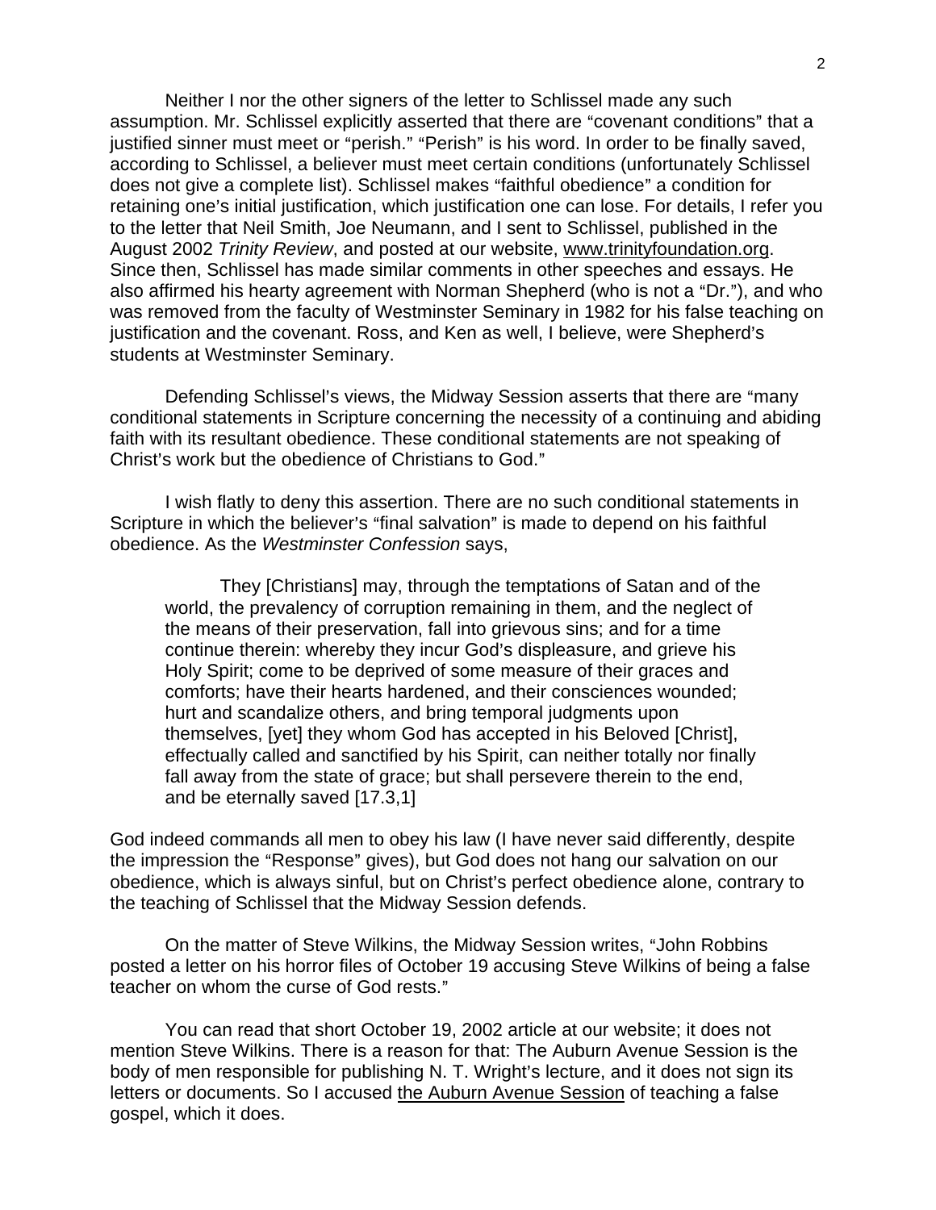Neither I nor the other signers of the letter to Schlissel made any such assumption. Mr. Schlissel explicitly asserted that there are "covenant conditions" that a justified sinner must meet or "perish." "Perish" is his word. In order to be finally saved, according to Schlissel, a believer must meet certain conditions (unfortunately Schlissel does not give a complete list). Schlissel makes "faithful obedience" a condition for retaining one's initial justification, which justification one can lose. For details, I refer you to the letter that Neil Smith, Joe Neumann, and I sent to Schlissel, published in the August 2002 *Trinity Review*, and posted at our website, www.trinityfoundation.org. Since then, Schlissel has made similar comments in other speeches and essays. He also affirmed his hearty agreement with Norman Shepherd (who is not a "Dr."), and who was removed from the faculty of Westminster Seminary in 1982 for his false teaching on justification and the covenant. Ross, and Ken as well, I believe, were Shepherd's students at Westminster Seminary.

Defending Schlissel's views, the Midway Session asserts that there are "many conditional statements in Scripture concerning the necessity of a continuing and abiding faith with its resultant obedience. These conditional statements are not speaking of Christ's work but the obedience of Christians to God."

I wish flatly to deny this assertion. There are no such conditional statements in Scripture in which the believer's "final salvation" is made to depend on his faithful obedience. As the *Westminster Confession* says,

> They [Christians] may, through the temptations of Satan and of the world, the prevalency of corruption remaining in them, and the neglect of the means of their preservation, fall into grievous sins; and for a time continue therein: whereby they incur God's displeasure, and grieve his Holy Spirit; come to be deprived of some measure of their graces and comforts; have their hearts hardened, and their consciences wounded; hurt and scandalize others, and bring temporal judgments upon themselves, [yet] they whom God has accepted in his Beloved [Christ], effectually called and sanctified by his Spirit, can neither totally nor finally fall away from the state of grace; but shall persevere therein to the end, and be eternally saved [17.3,1]

God indeed commands all men to obey his law (I have never said differently, despite the impression the "Response" gives), but God does not hang our salvation on our obedience, which is always sinful, but on Christ's perfect obedience alone, contrary to the teaching of Schlissel that the Midway Session defends.

On the matter of Steve Wilkins, the Midway Session writes, "John Robbins posted a letter on his horror files of October 19 accusing Steve Wilkins of being a false teacher on whom the curse of God rests."

You can read that short October 19, 2002 article at our website; it does not mention Steve Wilkins. There is a reason for that: The Auburn Avenue Session is the body of men responsible for publishing N. T. Wright's lecture, and it does not sign its letters or documents. So I accused <u>the Auburn Avenue Session</u> of teaching a false gospel, which it does.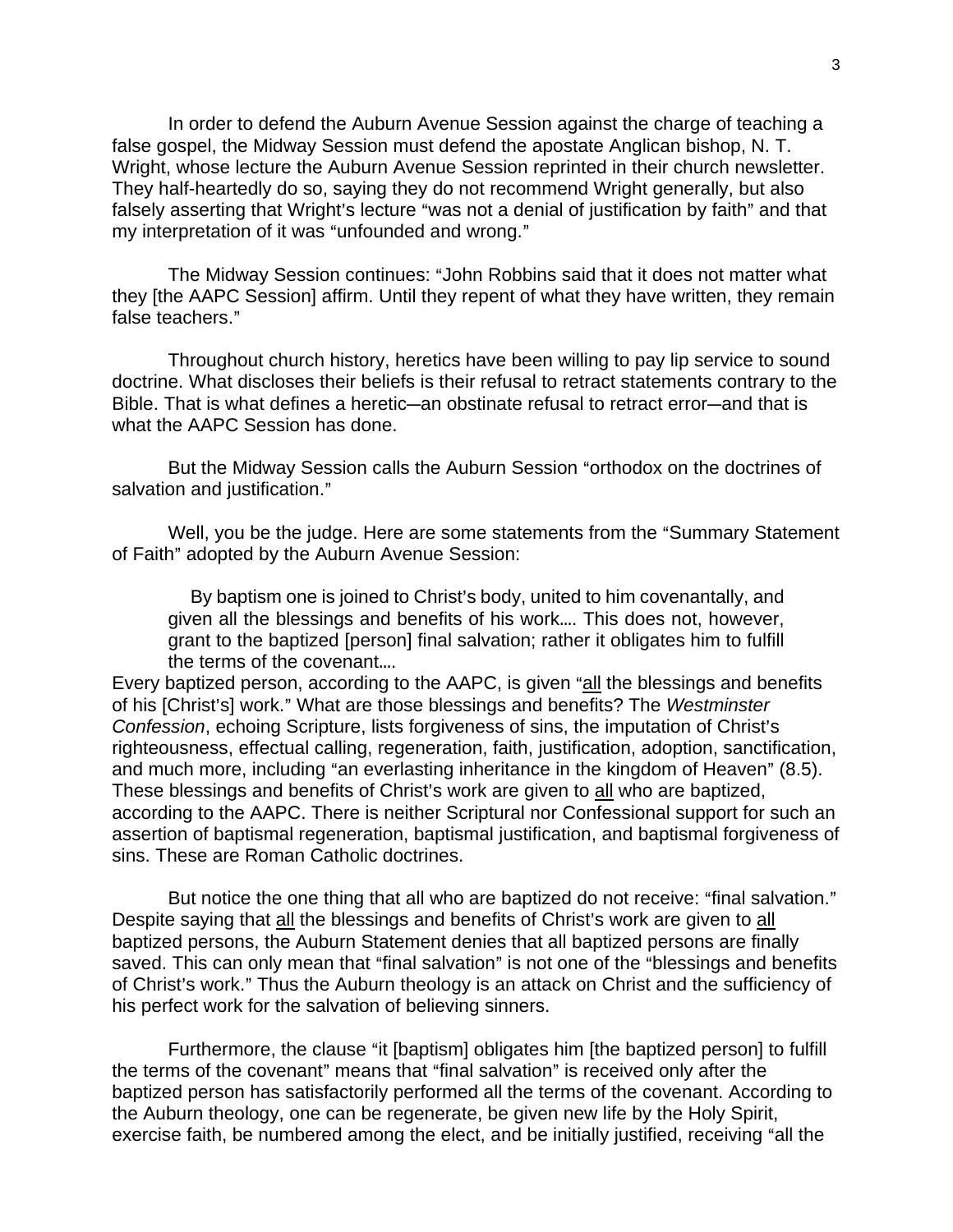In order to defend the Auburn Avenue Session against the charge of teaching a false gospel, the Midway Session must defend the apostate Anglican bishop, N. T. Wright, whose lecture the Auburn Avenue Session reprinted in their church newsletter. They half-heartedly do so, saying they do not recommend Wright generally, but also falsely asserting that Wright's lecture "was not a denial of justification by faith" and that my interpretation of it was "unfounded and wrong."

The Midway Session continues: "John Robbins said that it does not matter what they [the AAPC Session] affirm. Until they repent of what they have written, they remain false teachers."

Throughout church history, heretics have been willing to pay lip service to sound doctrine. What discloses their beliefs is their refusal to retract statements contrary to the Bible. That is what defines a heretic—an obstinate refusal to retract error—and that is what the AAPC Session has done.

But the Midway Session calls the Auburn Session "orthodox on the doctrines of salvation and justification."

Well, you be the judge. Here are some statements from the "Summary Statement of Faith" adopted by the Auburn Avenue Session:

> By baptism one is joined to Christ's body, united to him covenantally, and given all the blessings and benefits of his work.... This does not, however, grant to the baptized [person] final salvation; rather it obligates him to fulfill the terms of the covenant....

Every baptized person, according to the AAPC, is given "<u>all</u> the blessings and benefits of his [Christ's] work." What are those blessings and benefits? The *Westminster Confession*, echoing Scripture, lists forgiveness of sins, the imputation of Christ's righteousness, effectual calling, regeneration, faith, justification, adoption, sanctification, and much more, including "an everlasting inheritance in the kingdom of Heaven" (8.5). These blessings and benefits of Christ's work are given to <u>all</u> who are baptized, according to the AAPC. There is neither Scriptural nor Confessional support for such an assertion of baptismal regeneration, baptismal justification, and baptismal forgiveness of sins. These are Roman Catholic doctrines.

But notice the one thing that all who are baptized do not receive: "final salvation." Despite saying that <u>all</u> the blessings and benefits of Christ's work are given to <u>all</u> baptized persons, the Auburn Statement denies that all baptized persons are finally saved. This can only mean that "final salvation" is not one of the "blessings and benefits of Christ's work." Thus the Auburn theology is an attack on Christ and the sufficiency of his perfect work for the salvation of believing sinners.

Furthermore, the clause "it [baptism] obligates him [the baptized person] to fulfill the terms of the covenant" means that "final salvation" is received only after the baptized person has satisfactorily performed all the terms of the covenant. According to the Auburn theology, one can be regenerate, be given new life by the Holy Spirit, exercise faith, be numbered among the elect, and be initially justified, receiving "all the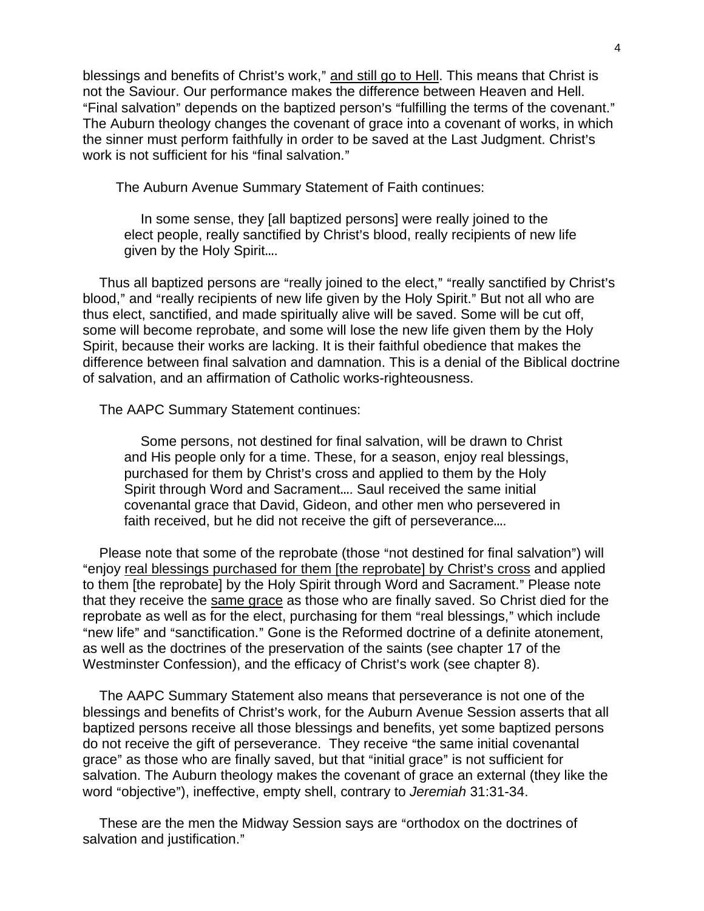blessings and benefits of Christ's work," <u>and still go to Hell</u>. This means that Christ is not the Saviour. Our performance makes the difference between Heaven and Hell. "Final salvation" depends on the baptized person's "fulfilling the terms of the covenant." The Auburn theology changes the covenant of grace into a covenant of works, in which the sinner must perform faithfully in order to be saved at the Last Judgment. Christ's work is not sufficient for his "final salvation."

The Auburn Avenue Summary Statement of Faith continues:

> In some sense, they [all baptized persons] were really joined to the elect people, really sanctified by Christ's blood, really recipients of new life given by the Holy Spirit....

Thus all baptized persons are "really joined to the elect," "really sanctified by Christ's blood," and "really recipients of new life given by the Holy Spirit." But not all who are thus elect, sanctified, and made spiritually alive will be saved. Some will be cut off, some will become reprobate, and some will lose the new life given them by the Holy Spirit, because their works are lacking. It is their faithful obedience that makes the difference between final salvation and damnation. This is a denial of the Biblical doctrine of salvation, and an affirmation of Catholic works-righteousness.

The AAPC Summary Statement continues:

> Some persons, not destined for final salvation, will be drawn to Christ and His people only for a time. These, for a season, enjoy real blessings, purchased for them by Christ's cross and applied to them by the Holy Spirit through Word and Sacrament.... Saul received the same initial covenantal grace that David, Gideon, and other men who persevered in faith received, but he did not receive the gift of perseverance....

Please note that some of the reprobate (those "not destined for final salvation") will "enjoy <u>real blessings purchased for them [the reprobate] by Christ's cross</u> and applied to them [the reprobate] by the Holy Spirit through Word and Sacrament." Please note that they receive the <u>same grace</u> as those who are finally saved. So Christ died for the reprobate as well as for the elect, purchasing for them "real blessings," which include "new life" and "sanctification." Gone is the Reformed doctrine of a definite atonement, as well as the doctrines of the preservation of the saints (see chapter 17 of the Westminster Confession), and the efficacy of Christ's work (see chapter 8).

The AAPC Summary Statement also means that perseverance is not one of the blessings and benefits of Christ's work, for the Auburn Avenue Session asserts that all baptized persons receive all those blessings and benefits, yet some baptized persons do not receive the gift of perseverance. They receive "the same initial covenantal grace" as those who are finally saved, but that "initial grace" is not sufficient for salvation. The Auburn theology makes the covenant of grace an external (they like the word "objective"), ineffective, empty shell, contrary to *Jeremiah* 31:31-34.

These are the men the Midway Session says are "orthodox on the doctrines of salvation and justification."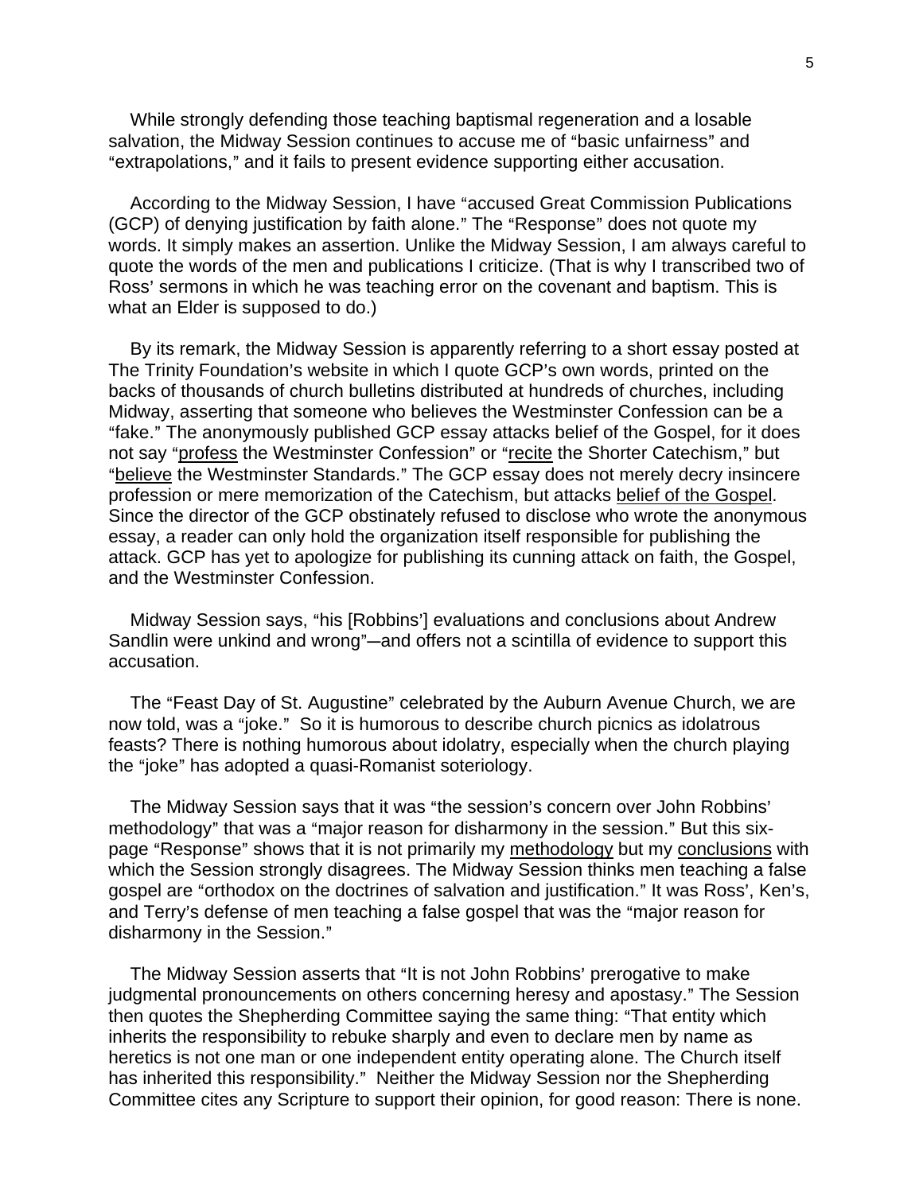While strongly defending those teaching baptismal regeneration and a losable salvation, the Midway Session continues to accuse me of "basic unfairness" and "extrapolations," and it fails to present evidence supporting either accusation.

According to the Midway Session, I have "accused Great Commission Publications (GCP) of denying justification by faith alone." The "Response" does not quote my words. It simply makes an assertion. Unlike the Midway Session, I am always careful to quote the words of the men and publications I criticize. (That is why I transcribed two of Ross' sermons in which he was teaching error on the covenant and baptism. This is what an Elder is supposed to do.)

By its remark, the Midway Session is apparently referring to a short essay posted at The Trinity Foundation's website in which I quote GCP's own words, printed on the backs of thousands of church bulletins distributed at hundreds of churches, including Midway, asserting that someone who believes the Westminster Confession can be a "fake." The anonymously published GCP essay attacks belief of the Gospel, for it does not say "<u>profess</u> the Westminster Confession" or "<u>recite</u> the Shorter Catechism," but "<u>believe</u> the Westminster Standards." The GCP essay does not merely decry insincere profession or mere memorization of the Catechism, but attacks <u>belief of the Gospel</u>. Since the director of the GCP obstinately refused to disclose who wrote the anonymous essay, a reader can only hold the organization itself responsible for publishing the attack. GCP has yet to apologize for publishing its cunning attack on faith, the Gospel, and the Westminster Confession.

Midway Session says, "his [Robbins'] evaluations and conclusions about Andrew Sandlin were unkind and wrong"—and offers not a scintilla of evidence to support this accusation.

The "Feast Day of St. Augustine" celebrated by the Auburn Avenue Church, we are now told, was a "joke." So it is humorous to describe church picnics as idolatrous feasts? There is nothing humorous about idolatry, especially when the church playing the "joke" has adopted a quasi-Romanist soteriology.

The Midway Session says that it was "the session's concern over John Robbins' methodology" that was a "major reason for disharmony in the session." But this six-page "Response" shows that it is not primarily my <u>methodology</u> but my <u>conclusions</u> with which the Session strongly disagrees. The Midway Session thinks men teaching a false gospel are "orthodox on the doctrines of salvation and justification." It was Ross', Ken's, and Terry's defense of men teaching a false gospel that was the "major reason for disharmony in the Session."

The Midway Session asserts that "It is not John Robbins' prerogative to make judgmental pronouncements on others concerning heresy and apostasy." The Session then quotes the Shepherding Committee saying the same thing: "That entity which inherits the responsibility to rebuke sharply and even to declare men by name as heretics is not one man or one independent entity operating alone. The Church itself has inherited this responsibility." Neither the Midway Session nor the Shepherding Committee cites any Scripture to support their opinion, for good reason: There is none.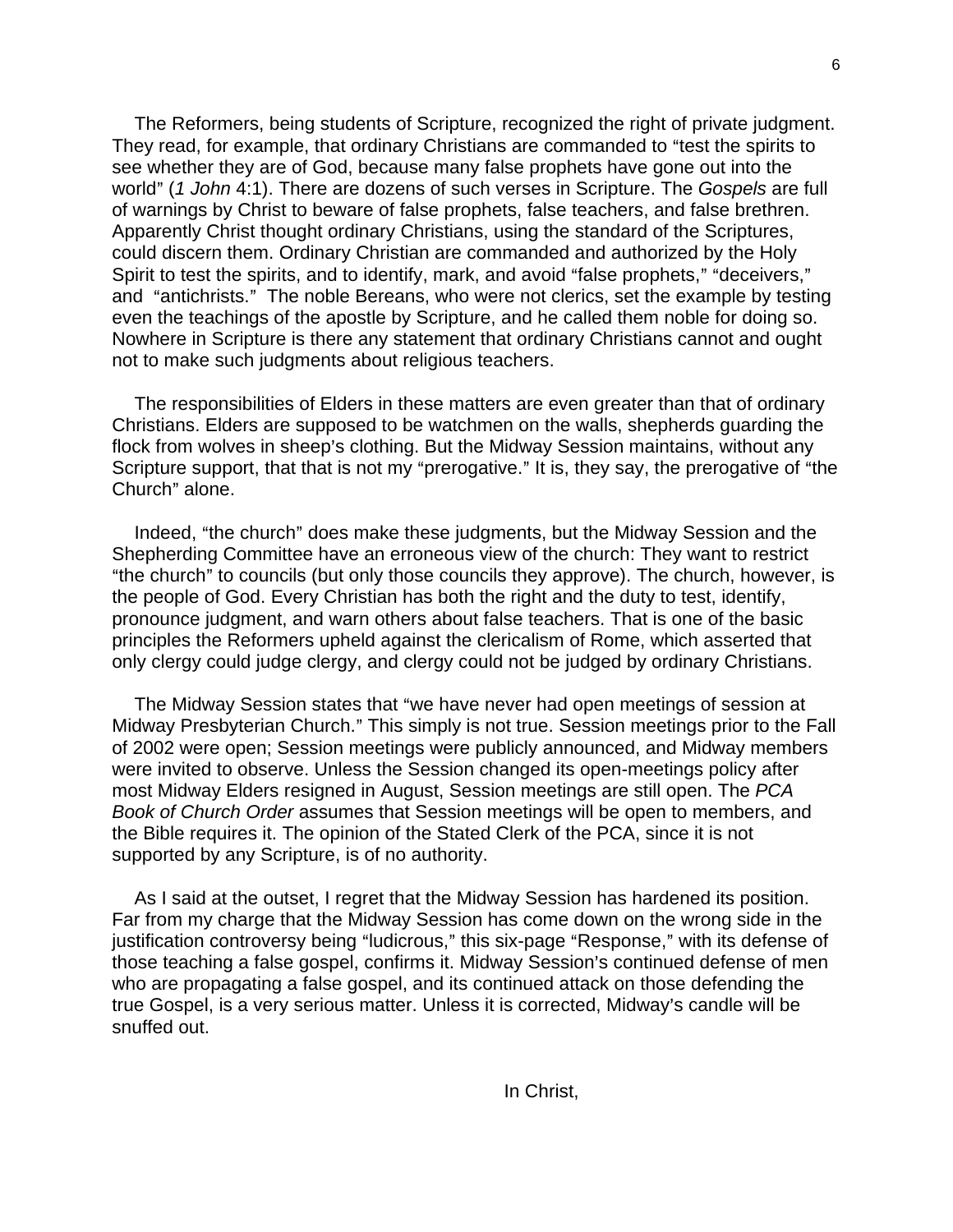The Reformers, being students of Scripture, recognized the right of private judgment. They read, for example, that ordinary Christians are commanded to "test the spirits to see whether they are of God, because many false prophets have gone out into the world" (*1 John* 4:1). There are dozens of such verses in Scripture. The *Gospels* are full of warnings by Christ to beware of false prophets, false teachers, and false brethren. Apparently Christ thought ordinary Christians, using the standard of the Scriptures, could discern them. Ordinary Christian are commanded and authorized by the Holy Spirit to test the spirits, and to identify, mark, and avoid "false prophets," "deceivers," and "antichrists." The noble Bereans, who were not clerics, set the example by testing even the teachings of the apostle by Scripture, and he called them noble for doing so. Nowhere in Scripture is there any statement that ordinary Christians cannot and ought not to make such judgments about religious teachers.

The responsibilities of Elders in these matters are even greater than that of ordinary Christians. Elders are supposed to be watchmen on the walls, shepherds guarding the flock from wolves in sheep's clothing. But the Midway Session maintains, without any Scripture support, that that is not my "prerogative." It is, they say, the prerogative of "the Church" alone.

Indeed, "the church" does make these judgments, but the Midway Session and the Shepherding Committee have an erroneous view of the church: They want to restrict "the church" to councils (but only those councils they approve). The church, however, is the people of God. Every Christian has both the right and the duty to test, identify, pronounce judgment, and warn others about false teachers. That is one of the basic principles the Reformers upheld against the clericalism of Rome, which asserted that only clergy could judge clergy, and clergy could not be judged by ordinary Christians.

The Midway Session states that "we have never had open meetings of session at Midway Presbyterian Church." This simply is not true. Session meetings prior to the Fall of 2002 were open; Session meetings were publicly announced, and Midway members were invited to observe. Unless the Session changed its open-meetings policy after most Midway Elders resigned in August, Session meetings are still open. The *PCA Book of Church Order* assumes that Session meetings will be open to members, and the Bible requires it. The opinion of the Stated Clerk of the PCA, since it is not supported by any Scripture, is of no authority.

As I said at the outset, I regret that the Midway Session has hardened its position. Far from my charge that the Midway Session has come down on the wrong side in the justification controversy being "ludicrous," this six-page "Response," with its defense of those teaching a false gospel, confirms it. Midway Session's continued defense of men who are propagating a false gospel, and its continued attack on those defending the true Gospel, is a very serious matter. Unless it is corrected, Midway's candle will be snuffed out.

In Christ,